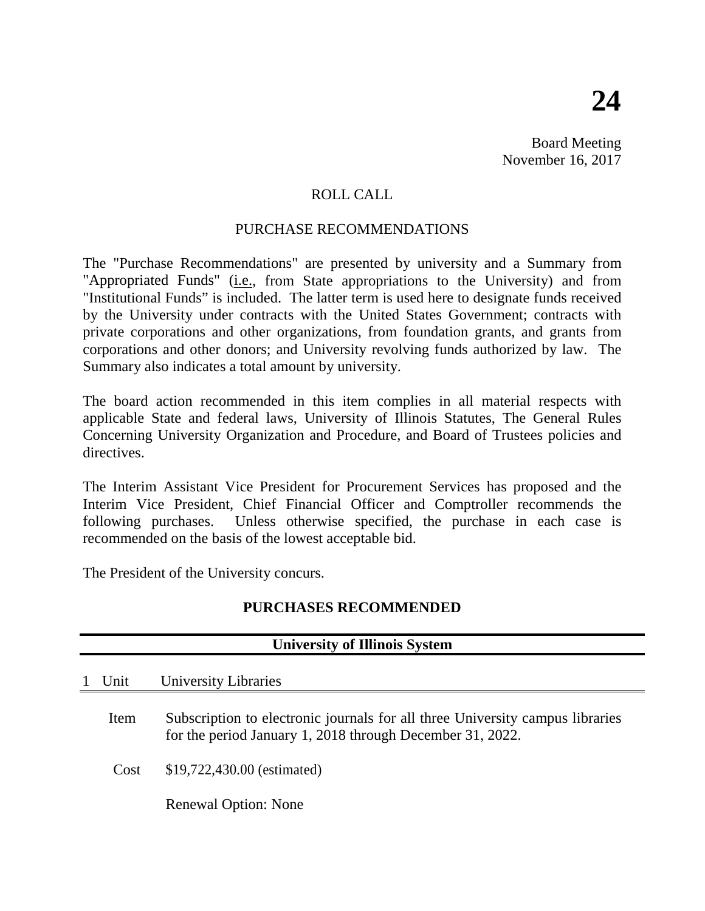# 24

Board Meeting
November 16, 2017

ROLL CALL

PURCHASE RECOMMENDATIONS

The "Purchase Recommendations" are presented by university and a Summary from "Appropriated Funds" (i.e., from State appropriations to the University) and from "Institutional Funds" is included. The latter term is used here to designate funds received by the University under contracts with the United States Government; contracts with private corporations and other organizations, from foundation grants, and grants from corporations and other donors; and University revolving funds authorized by law. The Summary also indicates a total amount by university.

The board action recommended in this item complies in all material respects with applicable State and federal laws, University of Illinois Statutes, The General Rules Concerning University Organization and Procedure, and Board of Trustees policies and directives.

The Interim Assistant Vice President for Procurement Services has proposed and the Interim Vice President, Chief Financial Officer and Comptroller recommends the following purchases. Unless otherwise specified, the purchase in each case is recommended on the basis of the lowest acceptable bid.

The President of the University concurs.

## PURCHASES RECOMMENDED

### University of Illinois System

1 Unit University Libraries

Item Subscription to electronic journals for all three University campus libraries for the period January 1, 2018 through December 31, 2022.

Cost $19,722,430.00 (estimated)

Renewal Option: None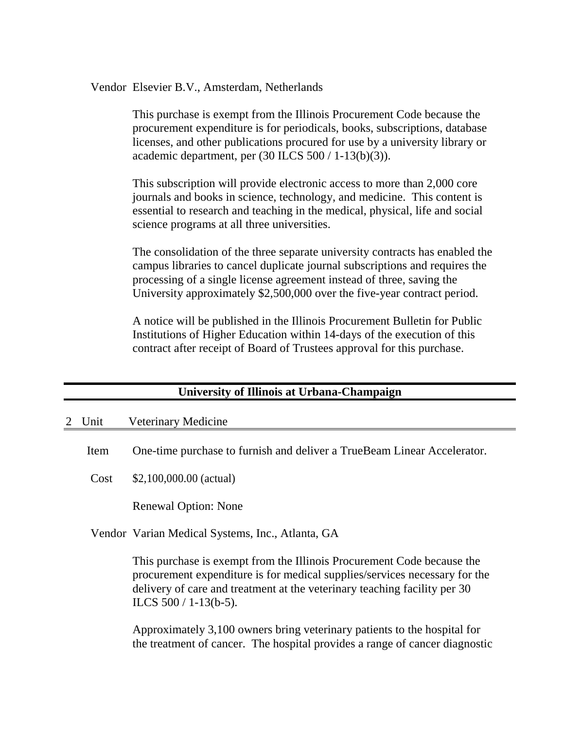Vendor Elsevier B.V., Amsterdam, Netherlands

This purchase is exempt from the Illinois Procurement Code because the procurement expenditure is for periodicals, books, subscriptions, database licenses, and other publications procured for use by a university library or academic department, per (30 ILCS 500 / 1-13(b)(3)).

This subscription will provide electronic access to more than 2,000 core journals and books in science, technology, and medicine. This content is essential to research and teaching in the medical, physical, life and social science programs at all three universities.

The consolidation of the three separate university contracts has enabled the campus libraries to cancel duplicate journal subscriptions and requires the processing of a single license agreement instead of three, saving the University approximately $2,500,000 over the five-year contract period.

A notice will be published in the Illinois Procurement Bulletin for Public Institutions of Higher Education within 14-days of the execution of this contract after receipt of Board of Trustees approval for this purchase.

## University of Illinois at Urbana-Champaign

2 Unit Veterinary Medicine

Item One-time purchase to furnish and deliver a TrueBeam Linear Accelerator.

Cost $2,100,000.00 (actual)

Renewal Option: None

Vendor Varian Medical Systems, Inc., Atlanta, GA

This purchase is exempt from the Illinois Procurement Code because the procurement expenditure is for medical supplies/services necessary for the delivery of care and treatment at the veterinary teaching facility per 30 ILCS 500 / 1-13(b-5).

Approximately 3,100 owners bring veterinary patients to the hospital for the treatment of cancer. The hospital provides a range of cancer diagnostic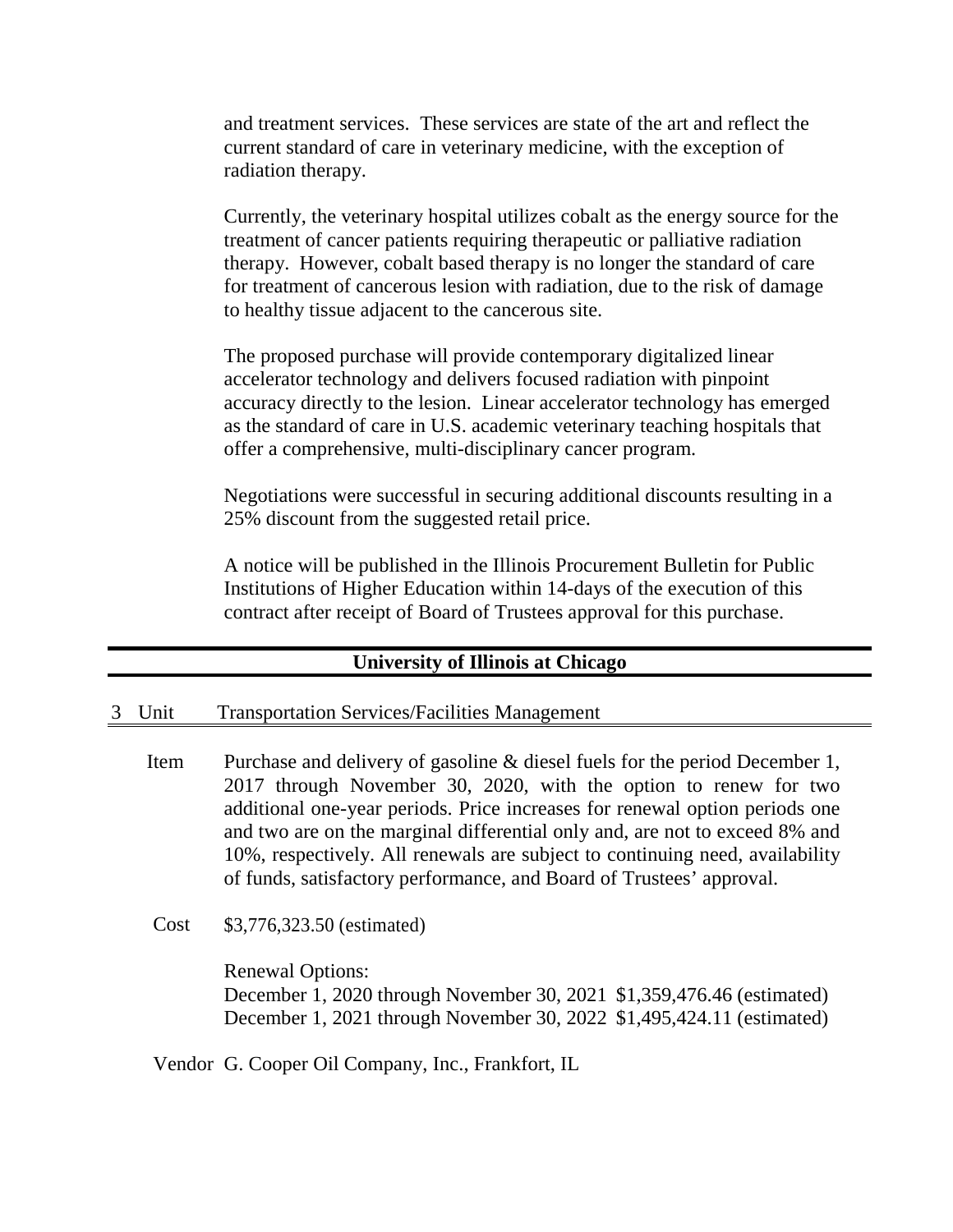and treatment services. These services are state of the art and reflect the current standard of care in veterinary medicine, with the exception of radiation therapy.

Currently, the veterinary hospital utilizes cobalt as the energy source for the treatment of cancer patients requiring therapeutic or palliative radiation therapy. However, cobalt based therapy is no longer the standard of care for treatment of cancerous lesion with radiation, due to the risk of damage to healthy tissue adjacent to the cancerous site.

The proposed purchase will provide contemporary digitalized linear accelerator technology and delivers focused radiation with pinpoint accuracy directly to the lesion. Linear accelerator technology has emerged as the standard of care in U.S. academic veterinary teaching hospitals that offer a comprehensive, multi-disciplinary cancer program.

Negotiations were successful in securing additional discounts resulting in a 25% discount from the suggested retail price.

A notice will be published in the Illinois Procurement Bulletin for Public Institutions of Higher Education within 14-days of the execution of this contract after receipt of Board of Trustees approval for this purchase.

## University of Illinois at Chicago

3 Unit Transportation Services/Facilities Management

Item Purchase and delivery of gasoline & diesel fuels for the period December 1, 2017 through November 30, 2020, with the option to renew for two additional one-year periods. Price increases for renewal option periods one and two are on the marginal differential only and, are not to exceed 8% and 10%, respectively. All renewals are subject to continuing need, availability of funds, satisfactory performance, and Board of Trustees' approval.

Cost $3,776,323.50 (estimated)

Renewal Options:
December 1, 2020 through November 30, 2021 $1,359,476.46 (estimated)
December 1, 2021 through November 30, 2022 $1,495,424.11 (estimated)

Vendor G. Cooper Oil Company, Inc., Frankfort, IL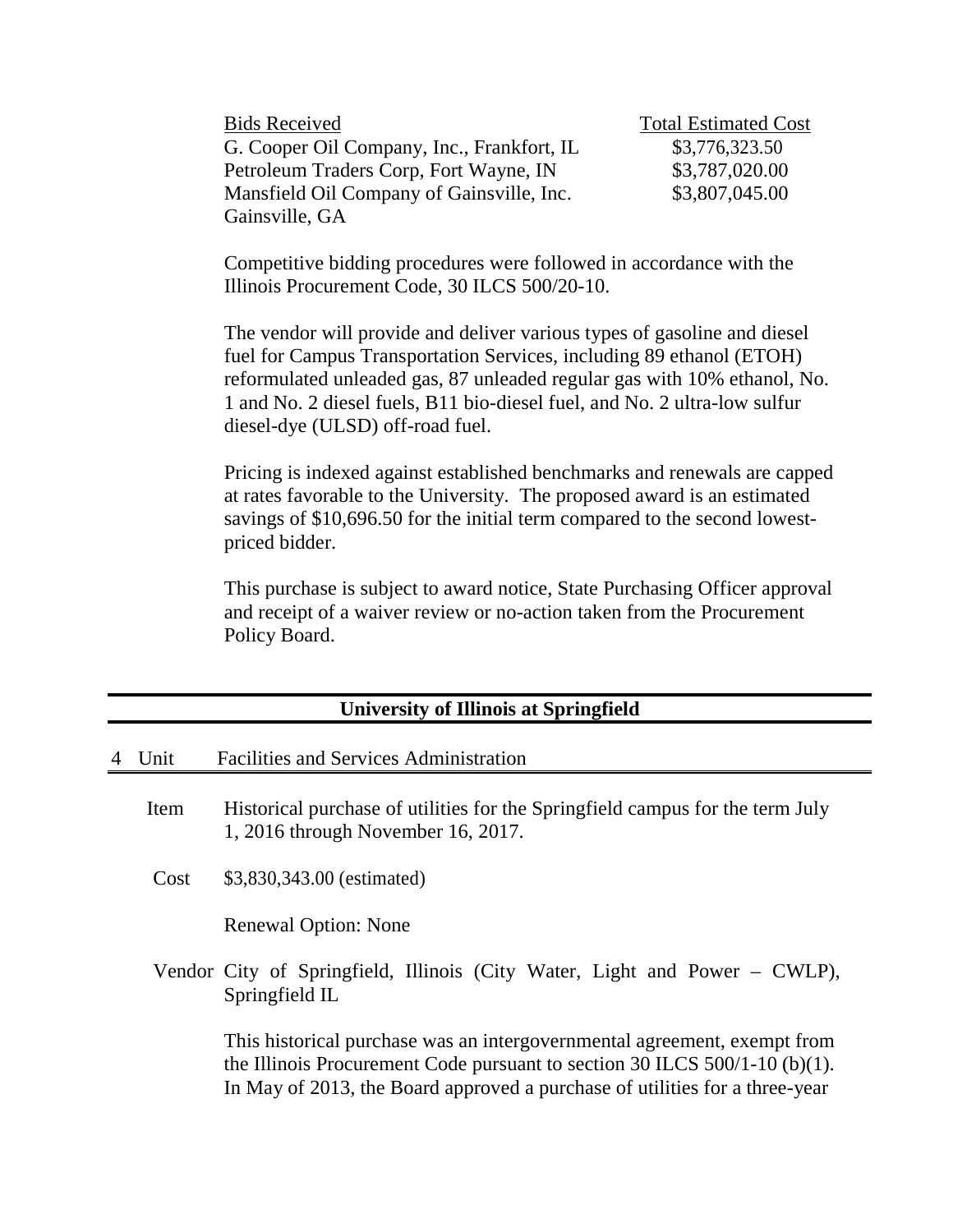| Bids Received | Total Estimated Cost |
|---|---|
| G. Cooper Oil Company, Inc., Frankfort, IL | $3,776,323.50 |
| Petroleum Traders Corp, Fort Wayne, IN | $3,787,020.00 |
| Mansfield Oil Company of Gainsville, Inc. Gainsville, GA | $3,807,045.00 |

Competitive bidding procedures were followed in accordance with the Illinois Procurement Code, 30 ILCS 500/20-10.

The vendor will provide and deliver various types of gasoline and diesel fuel for Campus Transportation Services, including 89 ethanol (ETOH) reformulated unleaded gas, 87 unleaded regular gas with 10% ethanol, No. 1 and No. 2 diesel fuels, B11 bio-diesel fuel, and No. 2 ultra-low sulfur diesel-dye (ULSD) off-road fuel.

Pricing is indexed against established benchmarks and renewals are capped at rates favorable to the University. The proposed award is an estimated savings of $10,696.50 for the initial term compared to the second lowest-priced bidder.

This purchase is subject to award notice, State Purchasing Officer approval and receipt of a waiver review or no-action taken from the Procurement Policy Board.

## University of Illinois at Springfield

**4 Unit** Facilities and Services Administration

**Item** Historical purchase of utilities for the Springfield campus for the term July 1, 2016 through November 16, 2017.

**Cost** $3,830,343.00 (estimated)

Renewal Option: None

**Vendor** City of Springfield, Illinois (City Water, Light and Power – CWLP), Springfield IL

This historical purchase was an intergovernmental agreement, exempt from the Illinois Procurement Code pursuant to section 30 ILCS 500/1-10 (b)(1). In May of 2013, the Board approved a purchase of utilities for a three-year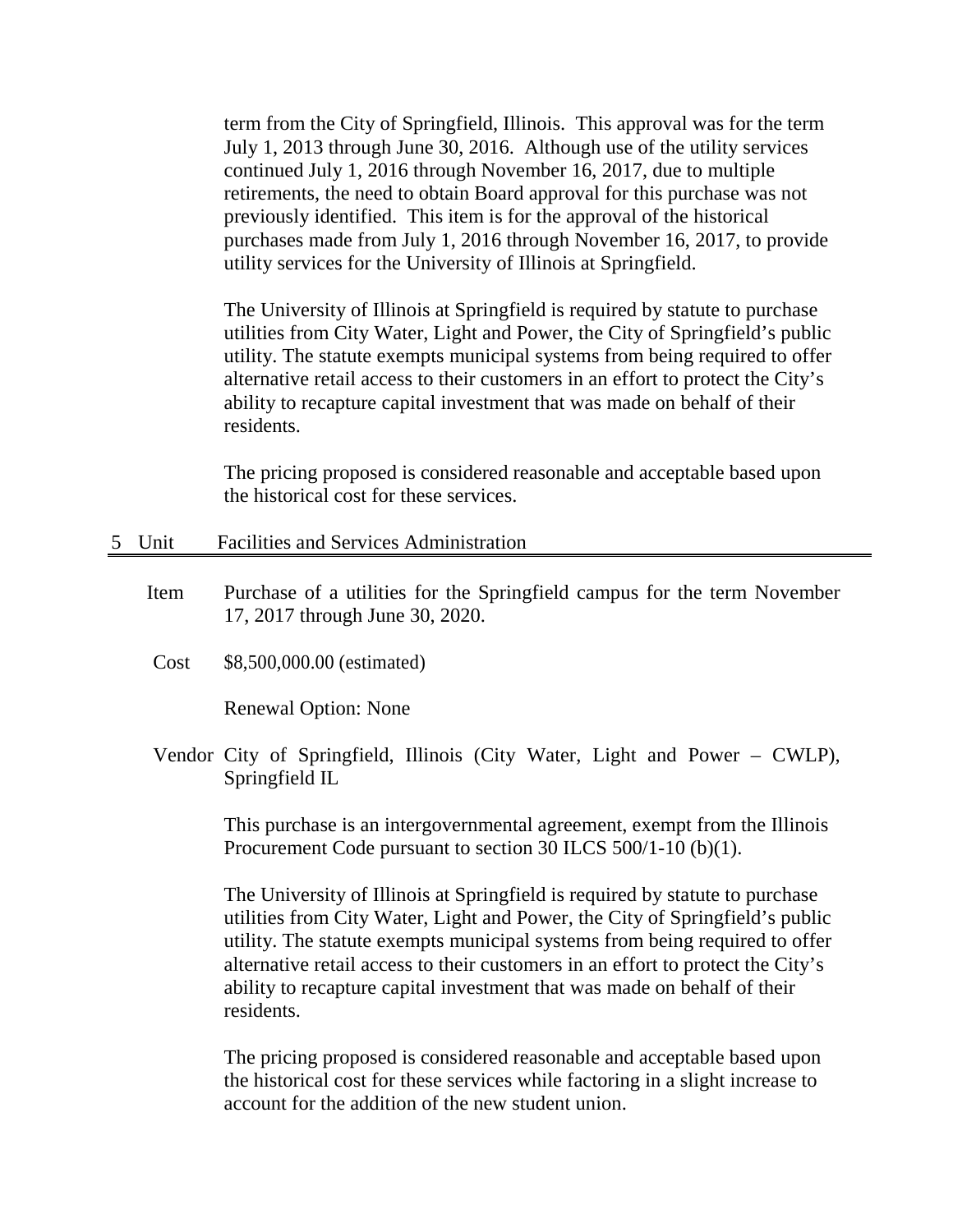term from the City of Springfield, Illinois. This approval was for the term July 1, 2013 through June 30, 2016. Although use of the utility services continued July 1, 2016 through November 16, 2017, due to multiple retirements, the need to obtain Board approval for this purchase was not previously identified. This item is for the approval of the historical purchases made from July 1, 2016 through November 16, 2017, to provide utility services for the University of Illinois at Springfield.

The University of Illinois at Springfield is required by statute to purchase utilities from City Water, Light and Power, the City of Springfield's public utility. The statute exempts municipal systems from being required to offer alternative retail access to their customers in an effort to protect the City's ability to recapture capital investment that was made on behalf of their residents.

The pricing proposed is considered reasonable and acceptable based upon the historical cost for these services.

## 5 Unit Facilities and Services Administration

**Item** Purchase of a utilities for the Springfield campus for the term November 17, 2017 through June 30, 2020.

**Cost** $8,500,000.00 (estimated)

Renewal Option: None

**Vendor** City of Springfield, Illinois (City Water, Light and Power – CWLP), Springfield IL

This purchase is an intergovernmental agreement, exempt from the Illinois Procurement Code pursuant to section 30 ILCS 500/1-10 (b)(1).

The University of Illinois at Springfield is required by statute to purchase utilities from City Water, Light and Power, the City of Springfield's public utility. The statute exempts municipal systems from being required to offer alternative retail access to their customers in an effort to protect the City's ability to recapture capital investment that was made on behalf of their residents.

The pricing proposed is considered reasonable and acceptable based upon the historical cost for these services while factoring in a slight increase to account for the addition of the new student union.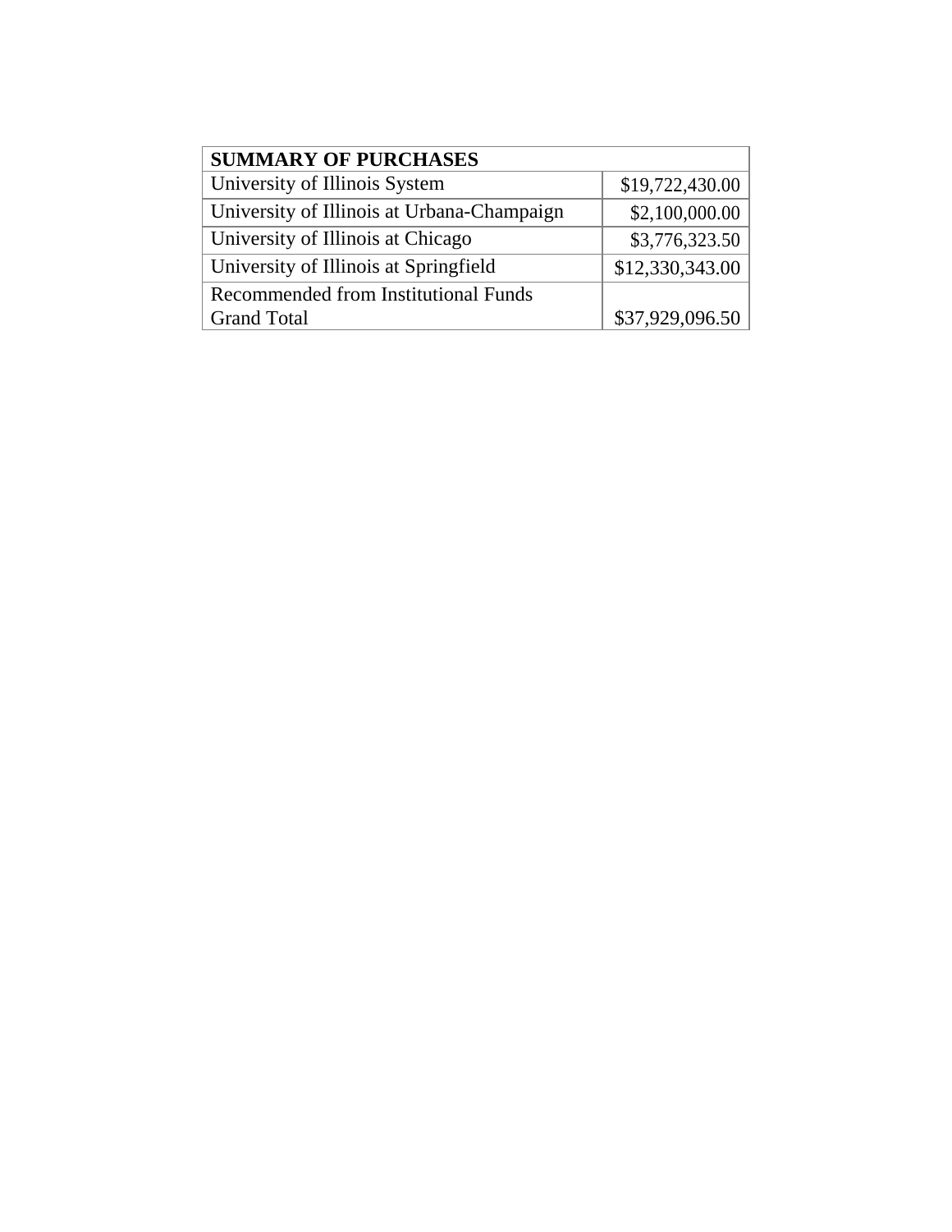| SUMMARY OF PURCHASES | |
|---|---|
| University of Illinois System | $19,722,430.00 |
| University of Illinois at Urbana-Champaign | $2,100,000.00 |
| University of Illinois at Chicago | $3,776,323.50 |
| University of Illinois at Springfield | $12,330,343.00 |
| Recommended from Institutional Funds Grand Total | $37,929,096.50 |